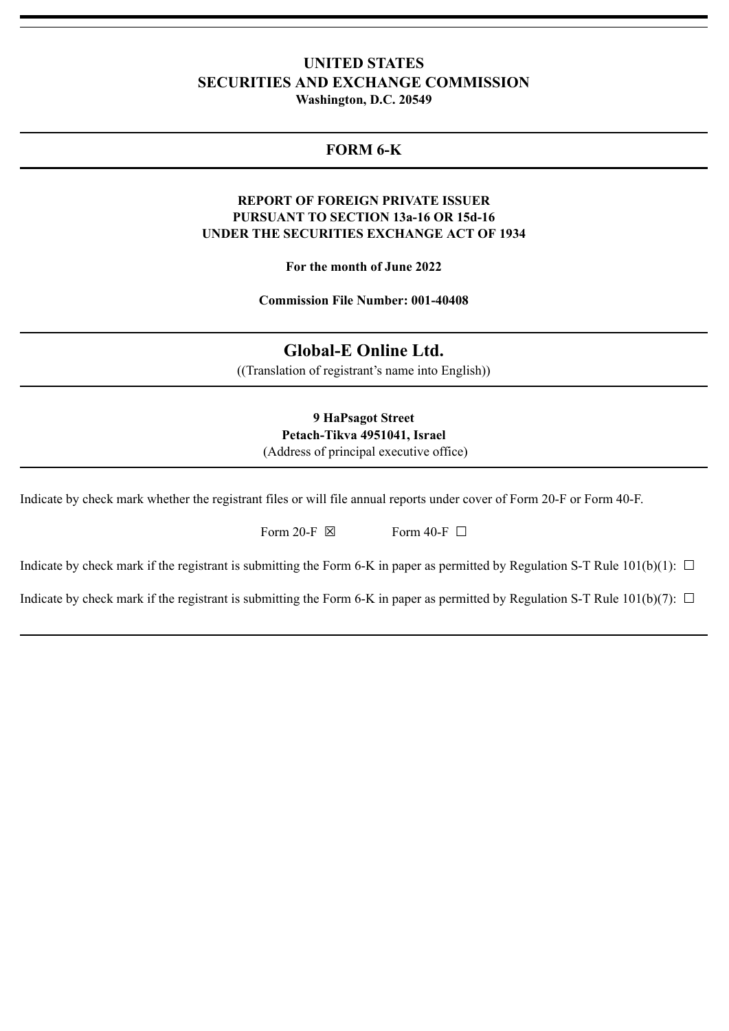# UNITED STATES
# SECURITIES AND EXCHANGE COMMISSION
**Washington, D.C. 20549**

---

## FORM 6-K

---

**REPORT OF FOREIGN PRIVATE ISSUER**
**PURSUANT TO SECTION 13a-16 OR 15d-16**
**UNDER THE SECURITIES EXCHANGE ACT OF 1934**

**For the month of June 2022**

**Commission File Number: 001-40408**

---

## Global-E Online Ltd.

((Translation of registrant's name into English))

---

**9 HaPsagot Street**
**Petach-Tikva 4951041, Israel**
(Address of principal executive office)

---

Indicate by check mark whether the registrant files or will file annual reports under cover of Form 20-F or Form 40-F.

Form 20-F ☒ Form 40-F ☐

Indicate by check mark if the registrant is submitting the Form 6-K in paper as permitted by Regulation S-T Rule 101(b)(1): ☐

Indicate by check mark if the registrant is submitting the Form 6-K in paper as permitted by Regulation S-T Rule 101(b)(7): ☐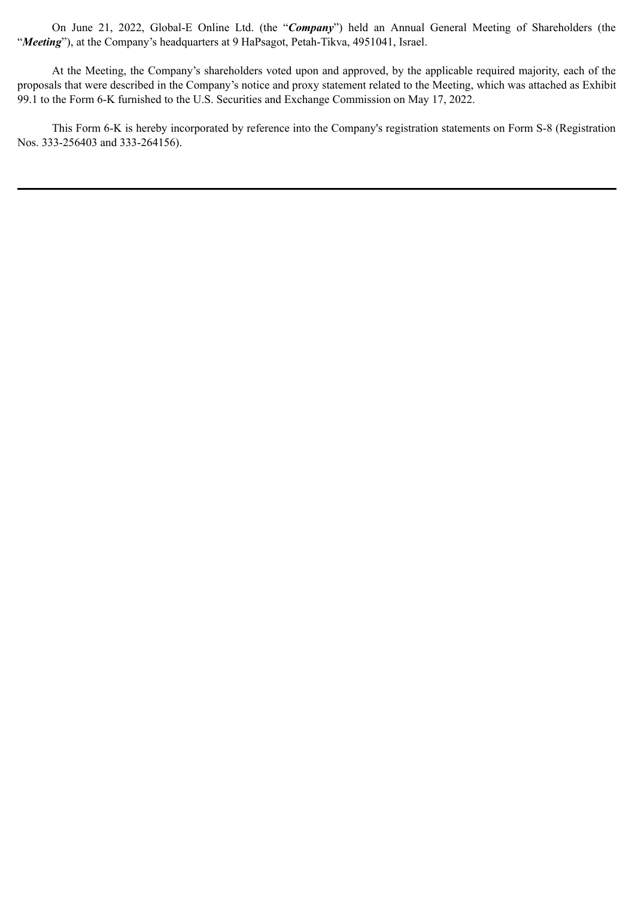On June 21, 2022, Global-E Online Ltd. (the "***Company***") held an Annual General Meeting of Shareholders (the "***Meeting***"), at the Company's headquarters at 9 HaPsagot, Petah-Tikva, 4951041, Israel.

At the Meeting, the Company's shareholders voted upon and approved, by the applicable required majority, each of the proposals that were described in the Company's notice and proxy statement related to the Meeting, which was attached as Exhibit 99.1 to the Form 6-K furnished to the U.S. Securities and Exchange Commission on May 17, 2022.

This Form 6-K is hereby incorporated by reference into the Company's registration statements on Form S-8 (Registration Nos. 333-256403 and 333-264156).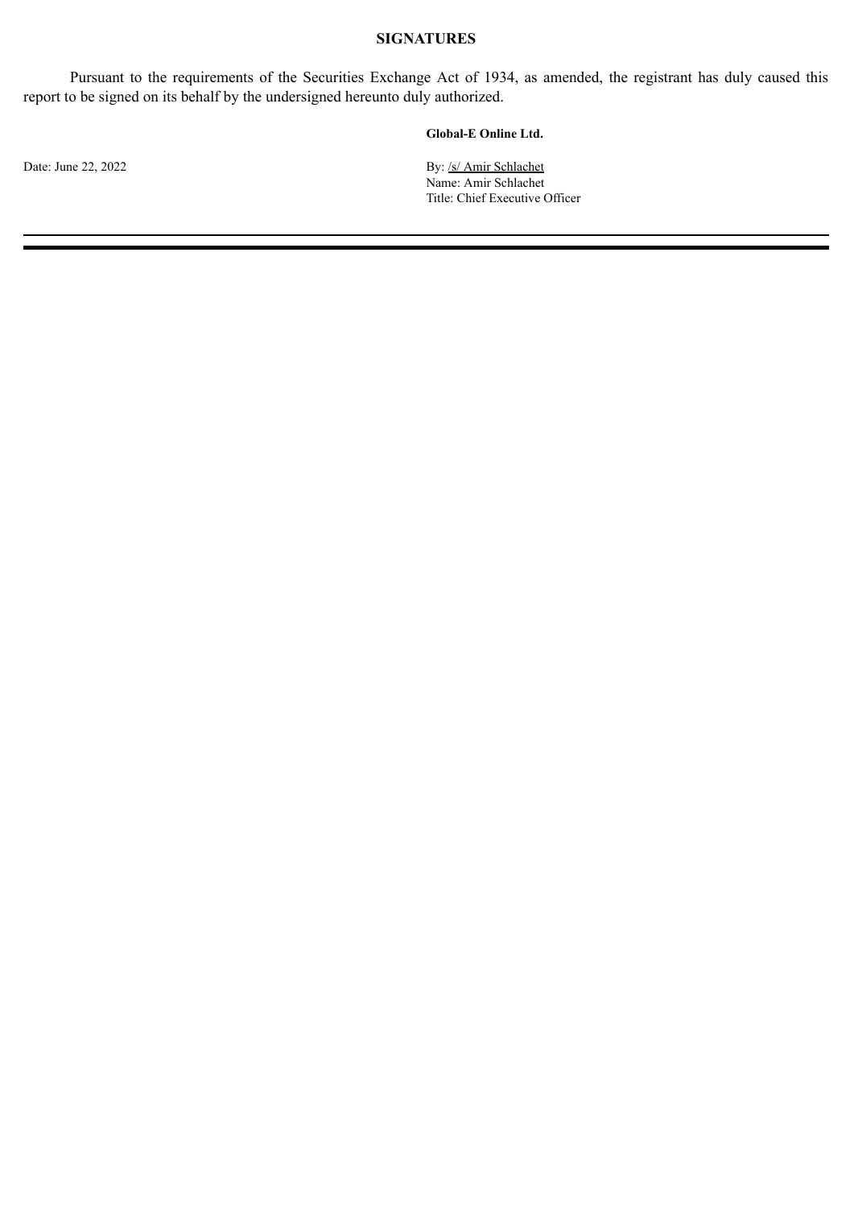## SIGNATURES

Pursuant to the requirements of the Securities Exchange Act of 1934, as amended, the registrant has duly caused this report to be signed on its behalf by the undersigned hereunto duly authorized.

**Global-E Online Ltd.**

Date: June 22, 2022

By: /s/ Amir Schlachet
Name: Amir Schlachet
Title: Chief Executive Officer